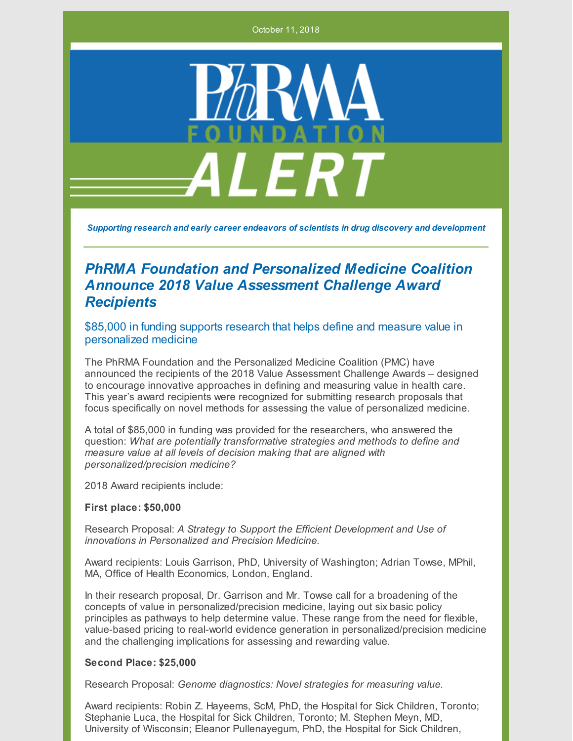October 11, 2018

PhRMA FOUNDATION ALERT

*Supporting research and early career endeavors of scientists in drug discovery and development*

## PhRMA Foundation and Personalized Medicine Coalition Announce 2018 Value Assessment Challenge Award Recipients

### $85,000 in funding supports research that helps define and measure value in personalized medicine

The PhRMA Foundation and the Personalized Medicine Coalition (PMC) have announced the recipients of the 2018 Value Assessment Challenge Awards – designed to encourage innovative approaches in defining and measuring value in health care. This year's award recipients were recognized for submitting research proposals that focus specifically on novel methods for assessing the value of personalized medicine.

A total of $85,000 in funding was provided for the researchers, who answered the question: *What are potentially transformative strategies and methods to define and measure value at all levels of decision making that are aligned with personalized/precision medicine?*

2018 Award recipients include:

**First place: $50,000**

Research Proposal: *A Strategy to Support the Efficient Development and Use of innovations in Personalized and Precision Medicine.*

Award recipients: Louis Garrison, PhD, University of Washington; Adrian Towse, MPhil, MA, Office of Health Economics, London, England.

In their research proposal, Dr. Garrison and Mr. Towse call for a broadening of the concepts of value in personalized/precision medicine, laying out six basic policy principles as pathways to help determine value. These range from the need for flexible, value-based pricing to real-world evidence generation in personalized/precision medicine and the challenging implications for assessing and rewarding value.

**Second Place: $25,000**

Research Proposal: *Genome diagnostics: Novel strategies for measuring value.*

Award recipients: Robin Z. Hayeems, ScM, PhD, the Hospital for Sick Children, Toronto; Stephanie Luca, the Hospital for Sick Children, Toronto; M. Stephen Meyn, MD, University of Wisconsin; Eleanor Pullenayegum, PhD, the Hospital for Sick Children,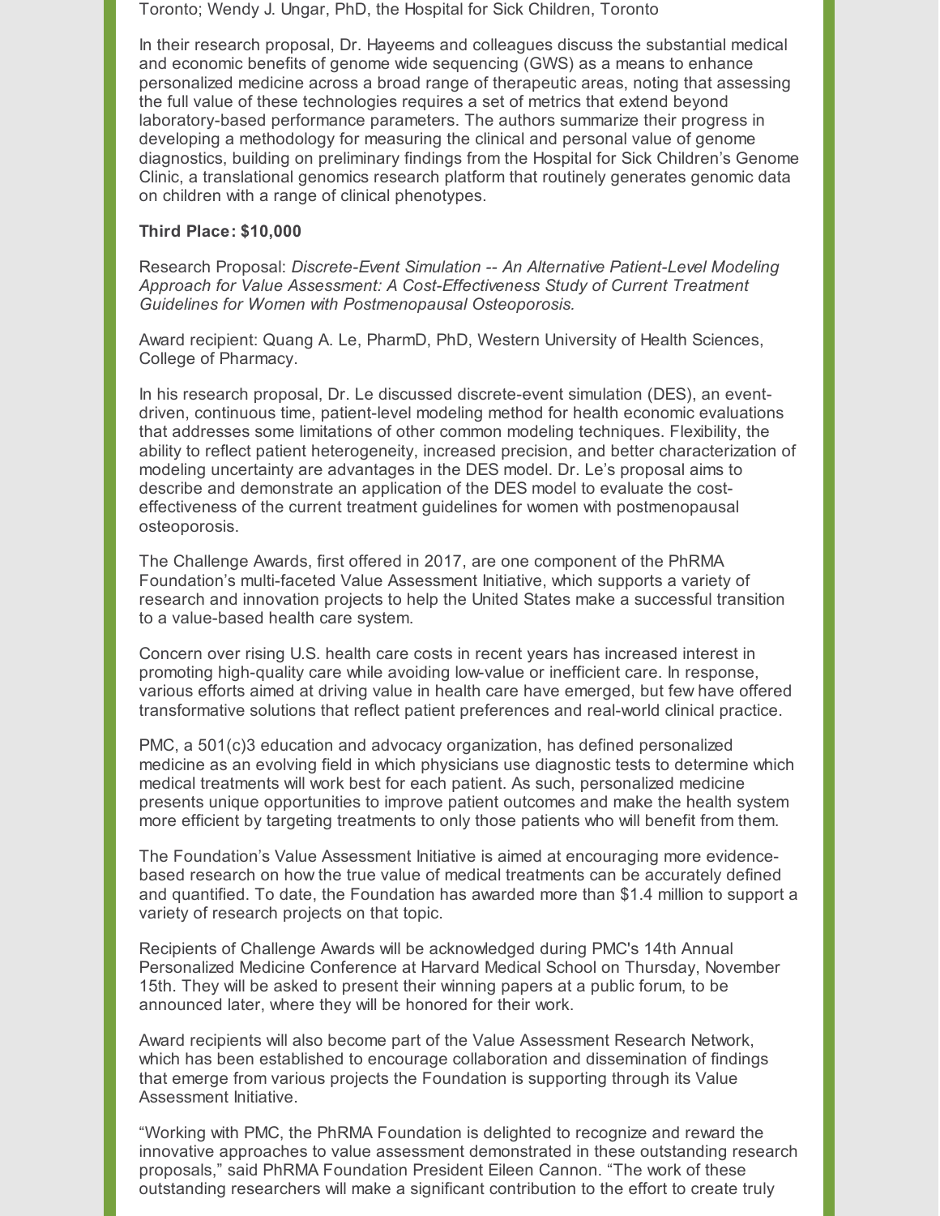Toronto; Wendy J. Ungar, PhD, the Hospital for Sick Children, Toronto

In their research proposal, Dr. Hayeems and colleagues discuss the substantial medical and economic benefits of genome wide sequencing (GWS) as a means to enhance personalized medicine across a broad range of therapeutic areas, noting that assessing the full value of these technologies requires a set of metrics that extend beyond laboratory-based performance parameters. The authors summarize their progress in developing a methodology for measuring the clinical and personal value of genome diagnostics, building on preliminary findings from the Hospital for Sick Children's Genome Clinic, a translational genomics research platform that routinely generates genomic data on children with a range of clinical phenotypes.

**Third Place: $10,000**

Research Proposal: *Discrete-Event Simulation -- An Alternative Patient-Level Modeling Approach for Value Assessment: A Cost-Effectiveness Study of Current Treatment Guidelines for Women with Postmenopausal Osteoporosis.*

Award recipient: Quang A. Le, PharmD, PhD, Western University of Health Sciences, College of Pharmacy.

In his research proposal, Dr. Le discussed discrete-event simulation (DES), an event-driven, continuous time, patient-level modeling method for health economic evaluations that addresses some limitations of other common modeling techniques. Flexibility, the ability to reflect patient heterogeneity, increased precision, and better characterization of modeling uncertainty are advantages in the DES model. Dr. Le's proposal aims to describe and demonstrate an application of the DES model to evaluate the cost-effectiveness of the current treatment guidelines for women with postmenopausal osteoporosis.

The Challenge Awards, first offered in 2017, are one component of the PhRMA Foundation's multi-faceted Value Assessment Initiative, which supports a variety of research and innovation projects to help the United States make a successful transition to a value-based health care system.

Concern over rising U.S. health care costs in recent years has increased interest in promoting high-quality care while avoiding low-value or inefficient care. In response, various efforts aimed at driving value in health care have emerged, but few have offered transformative solutions that reflect patient preferences and real-world clinical practice.

PMC, a 501(c)3 education and advocacy organization, has defined personalized medicine as an evolving field in which physicians use diagnostic tests to determine which medical treatments will work best for each patient. As such, personalized medicine presents unique opportunities to improve patient outcomes and make the health system more efficient by targeting treatments to only those patients who will benefit from them.

The Foundation's Value Assessment Initiative is aimed at encouraging more evidence-based research on how the true value of medical treatments can be accurately defined and quantified. To date, the Foundation has awarded more than $1.4 million to support a variety of research projects on that topic.

Recipients of Challenge Awards will be acknowledged during PMC's 14th Annual Personalized Medicine Conference at Harvard Medical School on Thursday, November 15th. They will be asked to present their winning papers at a public forum, to be announced later, where they will be honored for their work.

Award recipients will also become part of the Value Assessment Research Network, which has been established to encourage collaboration and dissemination of findings that emerge from various projects the Foundation is supporting through its Value Assessment Initiative.

"Working with PMC, the PhRMA Foundation is delighted to recognize and reward the innovative approaches to value assessment demonstrated in these outstanding research proposals," said PhRMA Foundation President Eileen Cannon. "The work of these outstanding researchers will make a significant contribution to the effort to create truly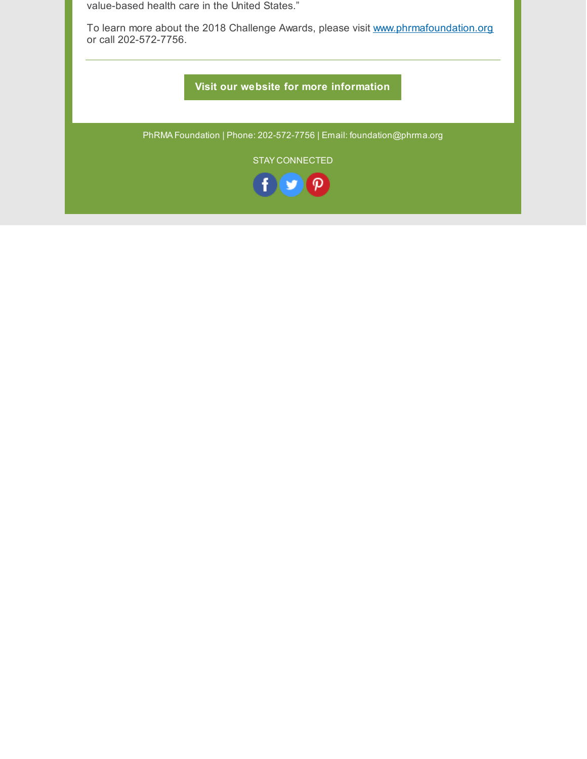value-based health care in the United States."

To learn more about the 2018 Challenge Awards, please visit [www.phrmafoundation.org](http://www.phrmafoundation.org) or call 202-572-7756.

---

**Visit our website for more information**

PhRMA Foundation | Phone: 202-572-7756 | Email: foundation@phrma.org

STAY CONNECTED